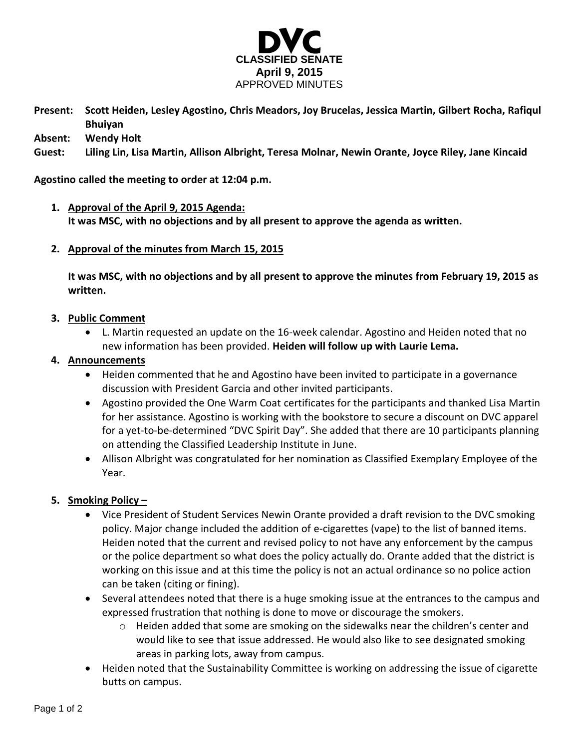# DVC

## CLASSIFIED SENATE

**April 9, 2015**

APPROVED MINUTES

**Present:** **Scott Heiden, Lesley Agostino, Chris Meadors, Joy Brucelas, Jessica Martin, Gilbert Rocha, Rafiqul Bhuiyan**

**Absent:** **Wendy Holt**

**Guest:** **Liling Lin, Lisa Martin, Allison Albright, Teresa Molnar, Newin Orante, Joyce Riley, Jane Kincaid**

**Agostino called the meeting to order at 12:04 p.m.**

1. **Approval of the April 9, 2015 Agenda:**
   **It was MSC, with no objections and by all present to approve the agenda as written.**

2. **Approval of the minutes from March 15, 2015**

   **It was MSC, with no objections and by all present to approve the minutes from February 19, 2015 as written.**

3. **Public Comment**
   - L. Martin requested an update on the 16-week calendar. Agostino and Heiden noted that no new information has been provided. **Heiden will follow up with Laurie Lema.**

4. **Announcements**
   - Heiden commented that he and Agostino have been invited to participate in a governance discussion with President Garcia and other invited participants.
   - Agostino provided the One Warm Coat certificates for the participants and thanked Lisa Martin for her assistance. Agostino is working with the bookstore to secure a discount on DVC apparel for a yet-to-be-determined "DVC Spirit Day". She added that there are 10 participants planning on attending the Classified Leadership Institute in June.
   - Allison Albright was congratulated for her nomination as Classified Exemplary Employee of the Year.

5. **Smoking Policy –**
   - Vice President of Student Services Newin Orante provided a draft revision to the DVC smoking policy. Major change included the addition of e-cigarettes (vape) to the list of banned items. Heiden noted that the current and revised policy to not have any enforcement by the campus or the police department so what does the policy actually do. Orante added that the district is working on this issue and at this time the policy is not an actual ordinance so no police action can be taken (citing or fining).
   - Several attendees noted that there is a huge smoking issue at the entrances to the campus and expressed frustration that nothing is done to move or discourage the smokers.
     - Heiden added that some are smoking on the sidewalks near the children's center and would like to see that issue addressed. He would also like to see designated smoking areas in parking lots, away from campus.
   - Heiden noted that the Sustainability Committee is working on addressing the issue of cigarette butts on campus.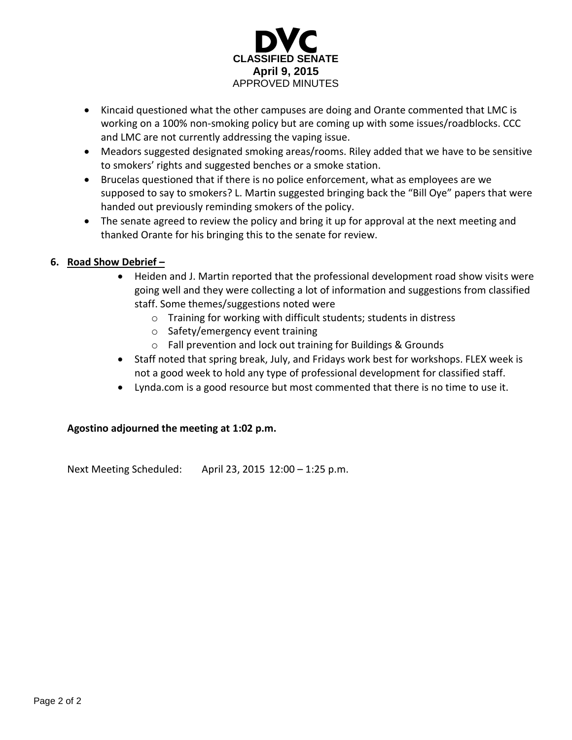- Kincaid questioned what the other campuses are doing and Orante commented that LMC is working on a 100% non-smoking policy but are coming up with some issues/roadblocks. CCC and LMC are not currently addressing the vaping issue.
- Meadors suggested designated smoking areas/rooms. Riley added that we have to be sensitive to smokers' rights and suggested benches or a smoke station.
- Brucelas questioned that if there is no police enforcement, what as employees are we supposed to say to smokers? L. Martin suggested bringing back the "Bill Oye" papers that were handed out previously reminding smokers of the policy.
- The senate agreed to review the policy and bring it up for approval at the next meeting and thanked Orante for his bringing this to the senate for review.

**6. <u>Road Show Debrief –</u>**

- Heiden and J. Martin reported that the professional development road show visits were going well and they were collecting a lot of information and suggestions from classified staff. Some themes/suggestions noted were
  - Training for working with difficult students; students in distress
  - Safety/emergency event training
  - Fall prevention and lock out training for Buildings & Grounds
- Staff noted that spring break, July, and Fridays work best for workshops. FLEX week is not a good week to hold any type of professional development for classified staff.
- Lynda.com is a good resource but most commented that there is no time to use it.

**Agostino adjourned the meeting at 1:02 p.m.**

Next Meeting Scheduled: April 23, 2015 12:00 – 1:25 p.m.